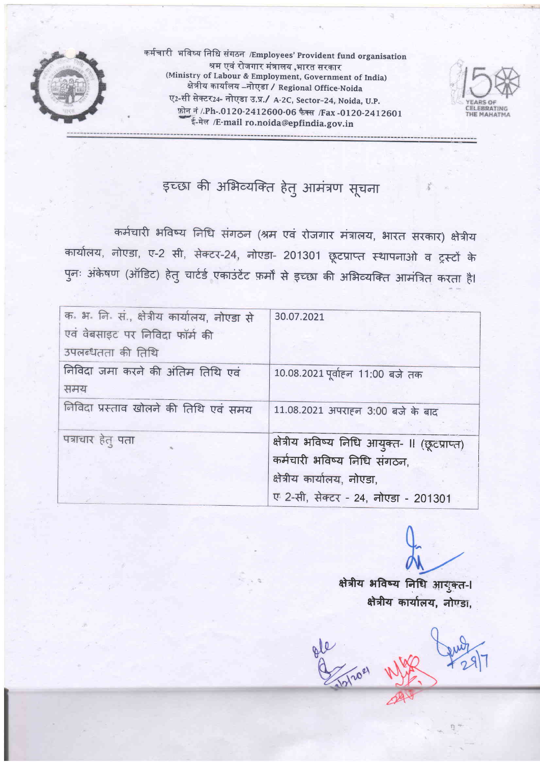कर्मचारी भविष्य निधि संगठन /Employees' Provident fund organisation
श्रम एवं रोजगार मंत्रालय ,भारत सरकार
(Ministry of Labour & Employment, Government of India)
क्षेत्रीय कार्यालय –नोएडा / Regional Office-Noida
ए2-सी सेक्टर24- नोएडा उ.प्र./ A-2C, Sector-24, Noida, U.P.
फ़ोन नं /.Ph-.0120-2412600-06 फैक्स /Fax -0120-2412601
ई-मेल /E-mail ro.noida@epfindia.gov.in

# इच्छा की अभिव्यक्ति हेतु आमंत्रण सूचना

कर्मचारी भविष्य निधि संगठन (श्रम एवं रोजगार मंत्रालय, भारत सरकार) क्षेत्रीय कार्यालय, नोएडा, ए-2 सी, सेक्टर-24, नोएडा- 201301 छूटप्राप्त स्थापनाओ व ट्रस्टों के पुनः अंकेषण (ऑडिट) हेतु चार्टर्ड एकाउंटेंट फ़र्मों से इच्छा की अभिव्यक्ति आमंत्रित करता है।

| | |
|---|---|
| क॰ भ॰ नि॰ सं., क्षेत्रीय कार्यालय, नोएडा से एवं वेबसाइट पर निविदा फॉर्म की उपलब्धतता की तिथि | 30.07.2021 |
| निविदा जमा करने की अंतिम तिथि एवं समय | 10.08.2021 पूर्वाहन 11:00 बजे तक |
| निविदा प्रस्ताव खोलने की तिथि एवं समय | 11.08.2021 अपराह्न 3:00 बजे के बाद |
| पत्राचार हेतु पता | क्षेत्रीय भविष्य निधि आयुक्त- II (छूटप्राप्त)<br>कर्मचारी भविष्य निधि संगठन,<br>क्षेत्रीय कार्यालय, नोएडा,<br>ए 2-सी, सेक्टर - 24, नोएडा - 201301 |

क्षेत्रीय भविष्य निधि आयुक्त-I
क्षेत्रीय कार्यालय, नोएडा,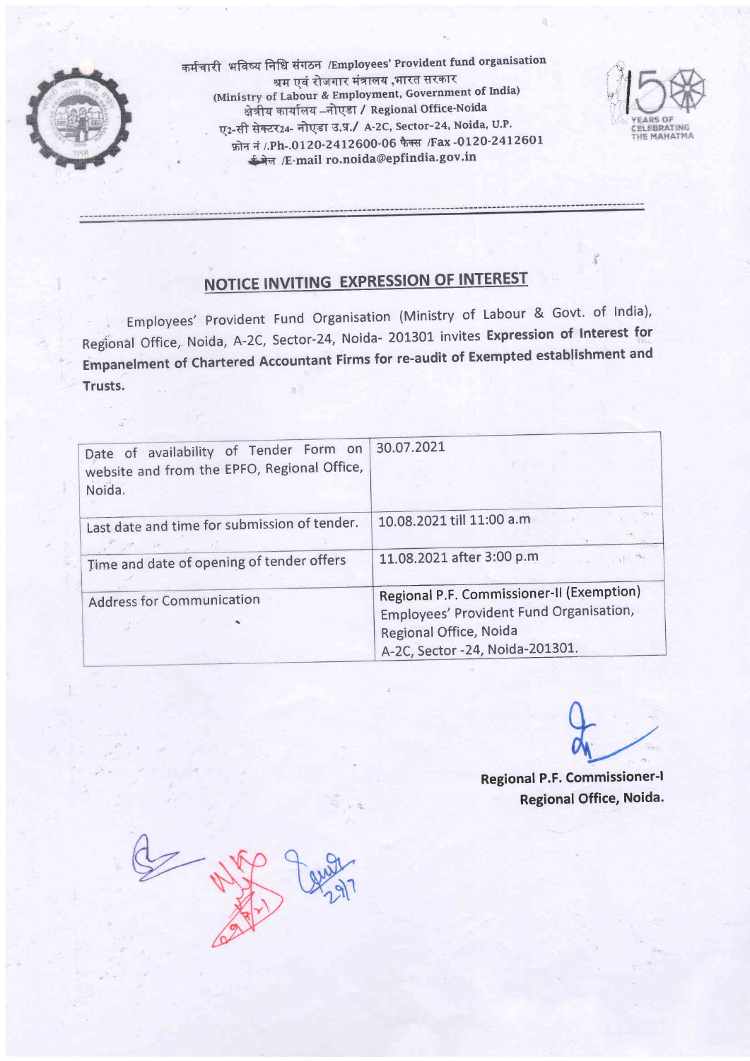कर्मचारी भविष्य निधि संगठन /Employees' Provident fund organisation
श्रम एवं रोजगार मंत्रालय ,भारत सरकार
(Ministry of Labour & Employment, Government of India)
क्षेत्रीय कार्यालय –नोएडा / Regional Office-Noida
ए2-सी सेक्टर24- नोएडा उ.प्र./ A-2C, Sector-24, Noida, U.P.
फ़ोन नं /.Ph-.0120-2412600-06 फैक्स /Fax -0120-2412601
ई-मेल /E-mail ro.noida@epfindia.gov.in

## NOTICE INVITING EXPRESSION OF INTEREST

Employees' Provident Fund Organisation (Ministry of Labour & Govt. of India), Regional Office, Noida, A-2C, Sector-24, Noida- 201301 invites **Expression of Interest for Empanelment of Chartered Accountant Firms for re-audit of Exempted establishment and Trusts.**

| | |
|---|---|
| Date of availability of Tender Form on website and from the EPFO, Regional Office, Noida. | 30.07.2021 |
| Last date and time for submission of tender. | 10.08.2021 till 11:00 a.m |
| Time and date of opening of tender offers | 11.08.2021 after 3:00 p.m |
| Address for Communication | Regional P.F. Commissioner-II (Exemption) Employees' Provident Fund Organisation, Regional Office, Noida A-2C, Sector -24, Noida-201301. |

**Regional P.F. Commissioner-I**
**Regional Office, Noida.**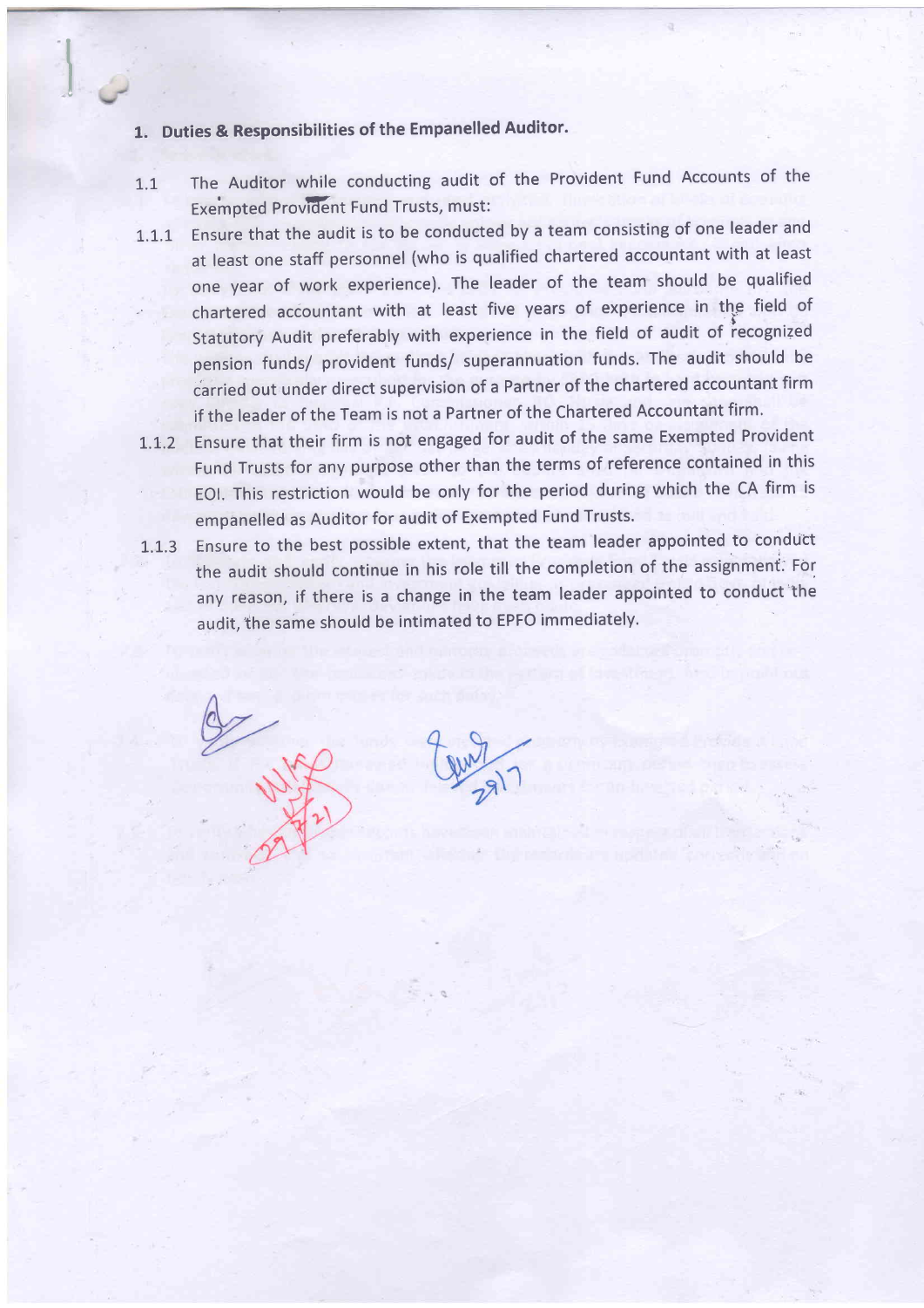## 1. Duties & Responsibilities of the Empanelled Auditor.

1.1 The Auditor while conducting audit of the Provident Fund Accounts of the Exempted Provident Fund Trusts, must:

1.1.1 Ensure that the audit is to be conducted by a team consisting of one leader and at least one staff personnel (who is qualified chartered accountant with at least one year of work experience). The leader of the team should be qualified chartered accountant with at least five years of experience in the field of Statutory Audit preferably with experience in the field of audit of recognized pension funds/ provident funds/ superannuation funds. The audit should be carried out under direct supervision of a Partner of the chartered accountant firm if the leader of the Team is not a Partner of the Chartered Accountant firm.

1.1.2 Ensure that their firm is not engaged for audit of the same Exempted Provident Fund Trusts for any purpose other than the terms of reference contained in this EOI. This restriction would be only for the period during which the CA firm is empanelled as Auditor for audit of Exempted Fund Trusts.

1.1.3 Ensure to the best possible extent, that the team leader appointed to conduct the audit should continue in his role till the completion of the assignment. For any reason, if there is a change in the team leader appointed to conduct the audit, the same should be intimated to EPFO immediately.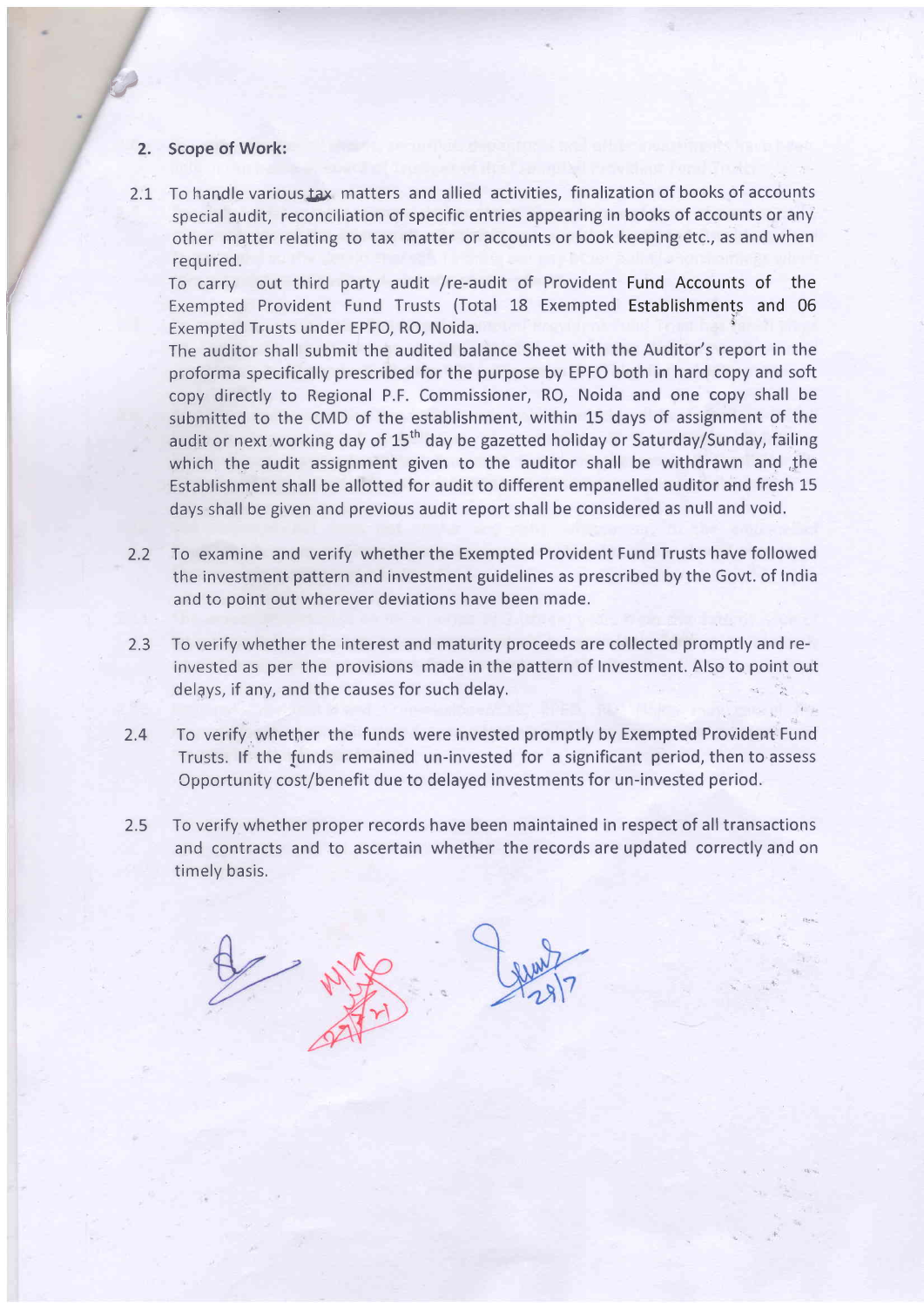2. **Scope of Work:**

2.1 To handle various tax matters and allied activities, finalization of books of accounts special audit, reconciliation of specific entries appearing in books of accounts or any other matter relating to tax matter or accounts or book keeping etc., as and when required.

To carry out third party audit /re-audit of Provident Fund Accounts of the Exempted Provident Fund Trusts (Total 18 Exempted Establishments and 06 Exempted Trusts under EPFO, RO, Noida.

The auditor shall submit the audited balance Sheet with the Auditor's report in the proforma specifically prescribed for the purpose by EPFO both in hard copy and soft copy directly to Regional P.F. Commissioner, RO, Noida and one copy shall be submitted to the CMD of the establishment, within 15 days of assignment of the audit or next working day of 15th day be gazetted holiday or Saturday/Sunday, failing which the audit assignment given to the auditor shall be withdrawn and the Establishment shall be allotted for audit to different empanelled auditor and fresh 15 days shall be given and previous audit report shall be considered as null and void.

2.2 To examine and verify whether the Exempted Provident Fund Trusts have followed the investment pattern and investment guidelines as prescribed by the Govt. of India and to point out wherever deviations have been made.

2.3 To verify whether the interest and maturity proceeds are collected promptly and re-invested as per the provisions made in the pattern of Investment. Also to point out delays, if any, and the causes for such delay.

2.4 To verify whether the funds were invested promptly by Exempted Provident Fund Trusts. If the funds remained un-invested for a significant period, then to assess Opportunity cost/benefit due to delayed investments for un-invested period.

2.5 To verify whether proper records have been maintained in respect of all transactions and contracts and to ascertain whether the records are updated correctly and on timely basis.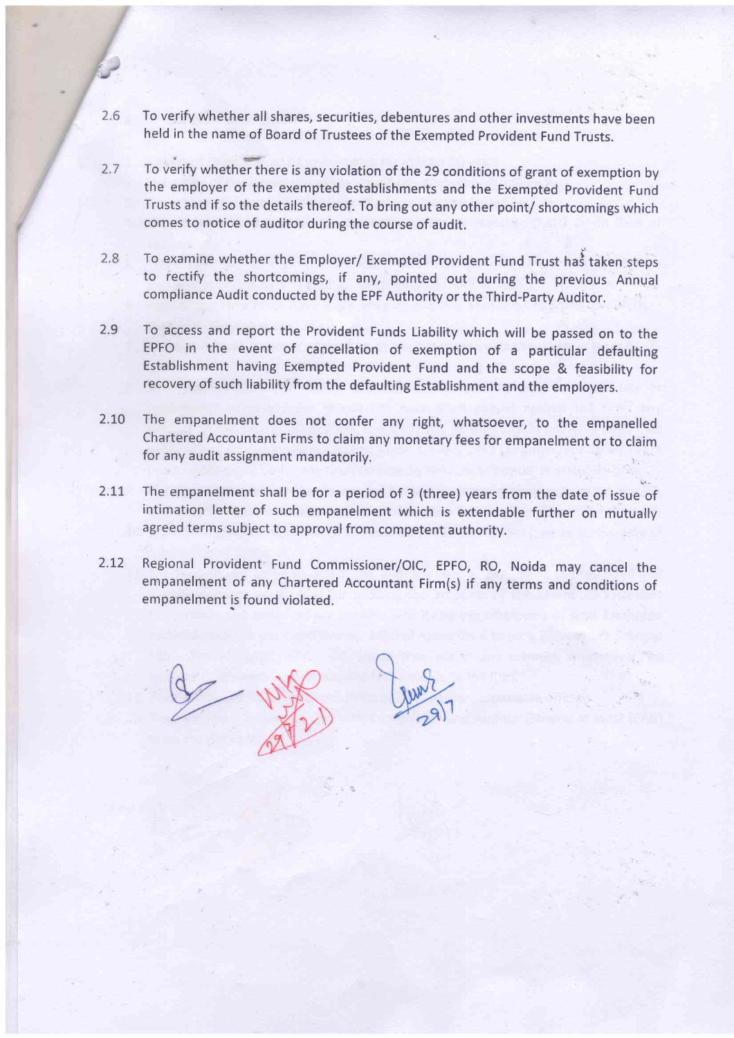2.6 To verify whether all shares, securities, debentures and other investments have been held in the name of Board of Trustees of the Exempted Provident Fund Trusts.

2.7 To verify whether there is any violation of the 29 conditions of grant of exemption by the employer of the exempted establishments and the Exempted Provident Fund Trusts and if so the details thereof. To bring out any other point/ shortcomings which comes to notice of auditor during the course of audit.

2.8 To examine whether the Employer/ Exempted Provident Fund Trust has taken steps to rectify the shortcomings, if any, pointed out during the previous Annual compliance Audit conducted by the EPF Authority or the Third-Party Auditor.

2.9 To access and report the Provident Funds Liability which will be passed on to the EPFO in the event of cancellation of exemption of a particular defaulting Establishment having Exempted Provident Fund and the scope & feasibility for recovery of such liability from the defaulting Establishment and the employers.

2.10 The empanelment does not confer any right, whatsoever, to the empanelled Chartered Accountant Firms to claim any monetary fees for empanelment or to claim for any audit assignment mandatorily.

2.11 The empanelment shall be for a period of 3 (three) years from the date of issue of intimation letter of such empanelment which is extendable further on mutually agreed terms subject to approval from competent authority.

2.12 Regional Provident Fund Commissioner/OIC, EPFO, RO, Noida may cancel the empanelment of any Chartered Accountant Firm(s) if any terms and conditions of empanelment is found violated.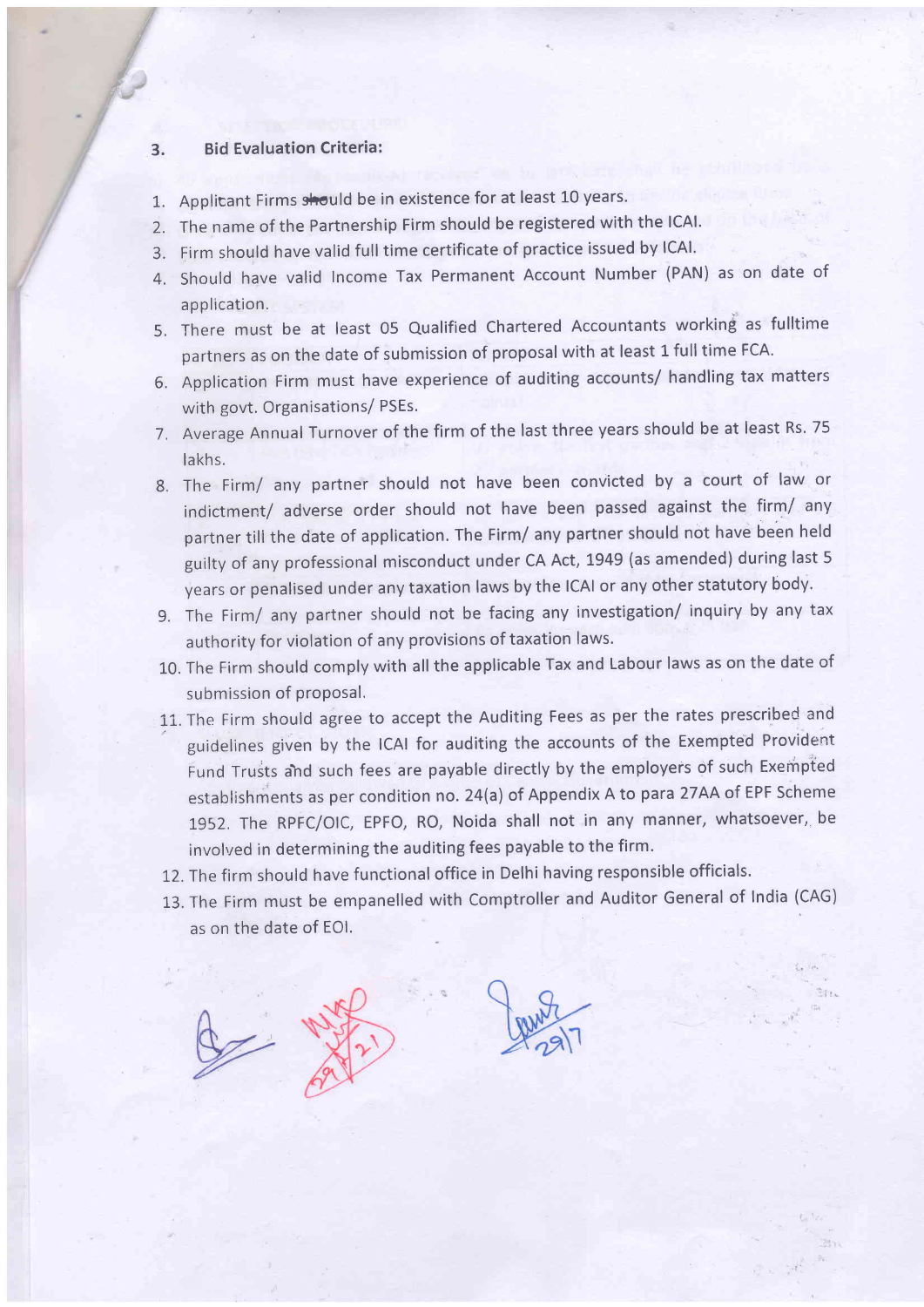### 3. Bid Evaluation Criteria:

1. Applicant Firms should be in existence for at least 10 years.
2. The name of the Partnership Firm should be registered with the ICAI.
3. Firm should have valid full time certificate of practice issued by ICAI.
4. Should have valid Income Tax Permanent Account Number (PAN) as on date of application.
5. There must be at least 05 Qualified Chartered Accountants working as fulltime partners as on the date of submission of proposal with at least 1 full time FCA.
6. Application Firm must have experience of auditing accounts/ handling tax matters with govt. Organisations/ PSEs.
7. Average Annual Turnover of the firm of the last three years should be at least Rs. 75 lakhs.
8. The Firm/ any partner should not have been convicted by a court of law or indictment/ adverse order should not have been passed against the firm/ any partner till the date of application. The Firm/ any partner should not have been held guilty of any professional misconduct under CA Act, 1949 (as amended) during last 5 years or penalised under any taxation laws by the ICAI or any other statutory body.
9. The Firm/ any partner should not be facing any investigation/ inquiry by any tax authority for violation of any provisions of taxation laws.
10. The Firm should comply with all the applicable Tax and Labour laws as on the date of submission of proposal.
11. The Firm should agree to accept the Auditing Fees as per the rates prescribed and guidelines given by the ICAI for auditing the accounts of the Exempted Provident Fund Trusts and such fees are payable directly by the employers of such Exempted establishments as per condition no. 24(a) of Appendix A to para 27AA of EPF Scheme 1952. The RPFC/OIC, EPFO, RO, Noida shall not in any manner, whatsoever, be involved in determining the auditing fees payable to the firm.
12. The firm should have functional office in Delhi having responsible officials.
13. The Firm must be empanelled with Comptroller and Auditor General of India (CAG) as on the date of EOI.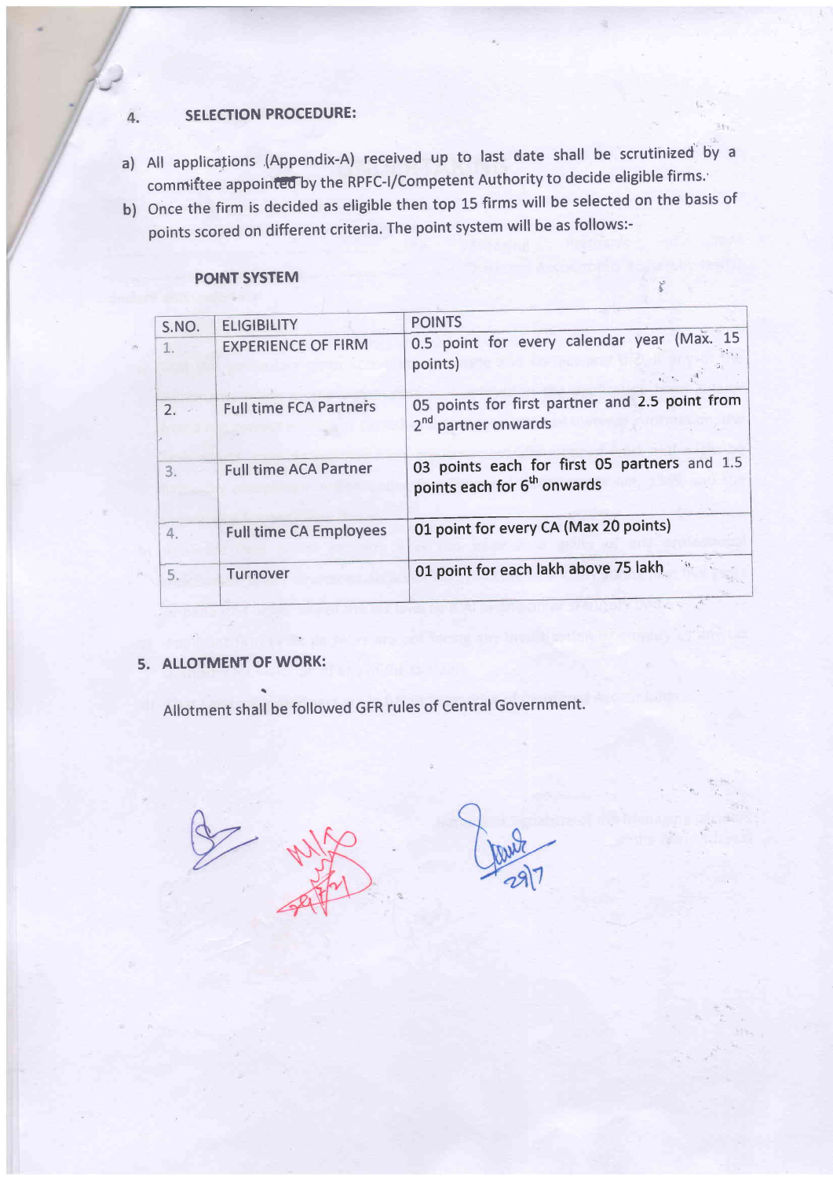## 4. SELECTION PROCEDURE:

a) All applications (Appendix-A) received up to last date shall be scrutinized by a committee appointed by the RPFC-I/Competent Authority to decide eligible firms.

b) Once the firm is decided as eligible then top 15 firms will be selected on the basis of points scored on different criteria. The point system will be as follows:-

### POINT SYSTEM

| S.NO. | ELIGIBILITY | POINTS |
|---|---|---|
| 1. | EXPERIENCE OF FIRM | 0.5 point for every calendar year (Max. 15 points) |
| 2. | Full time FCA Partners | 05 points for first partner and 2.5 point from 2nd partner onwards |
| 3. | Full time ACA Partner | 03 points each for first 05 partners and 1.5 points each for 6th onwards |
| 4. | Full time CA Employees | 01 point for every CA (Max 20 points) |
| 5. | Turnover | 01 point for each lakh above 75 lakh |

## 5. ALLOTMENT OF WORK:

Allotment shall be followed GFR rules of Central Government.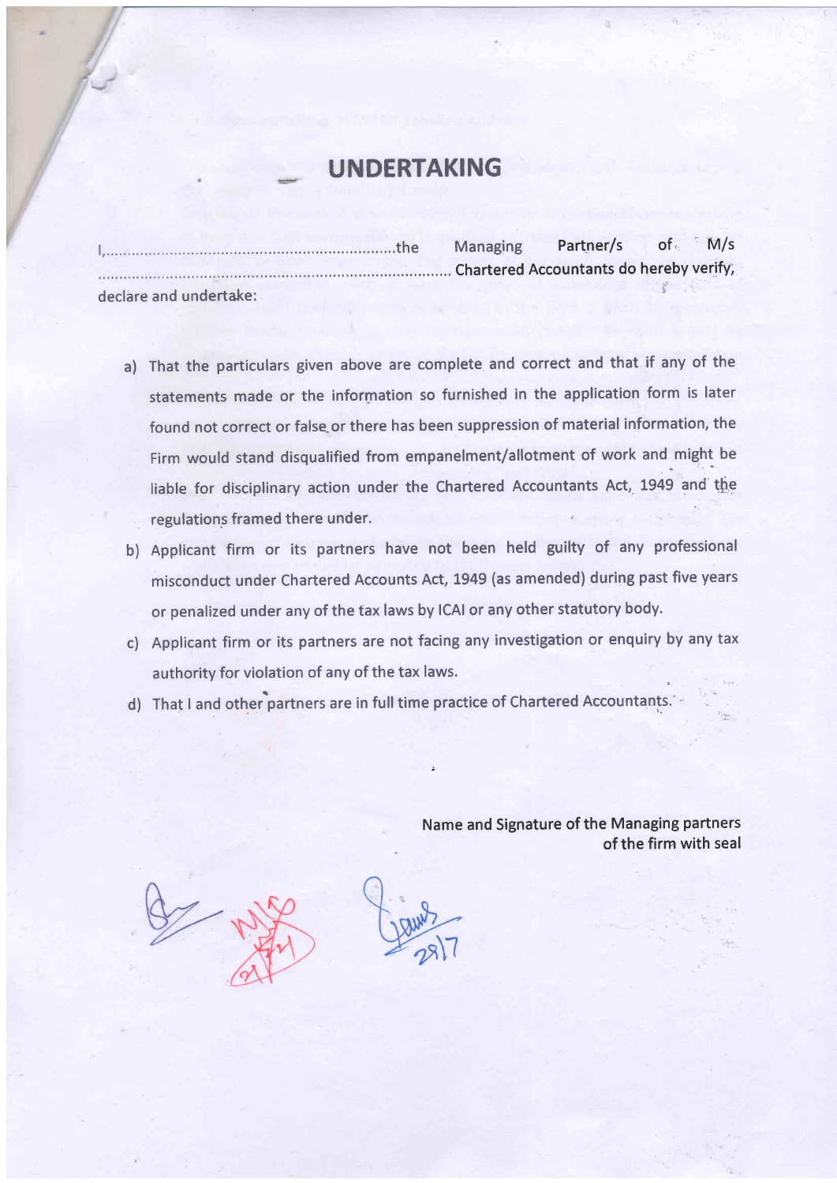# UNDERTAKING

I,......................................................................the Managing Partner/s of M/s ........................................................................................ Chartered Accountants do hereby verify, declare and undertake:

a) That the particulars given above are complete and correct and that if any of the statements made or the information so furnished in the application form is later found not correct or false or there has been suppression of material information, the Firm would stand disqualified from empanelment/allotment of work and might be liable for disciplinary action under the Chartered Accountants Act, 1949 and the regulations framed there under.

b) Applicant firm or its partners have not been held guilty of any professional misconduct under Chartered Accounts Act, 1949 (as amended) during past five years or penalized under any of the tax laws by ICAI or any other statutory body.

c) Applicant firm or its partners are not facing any investigation or enquiry by any tax authority for violation of any of the tax laws.

d) That I and other partners are in full time practice of Chartered Accountants.

Name and Signature of the Managing partners of the firm with seal